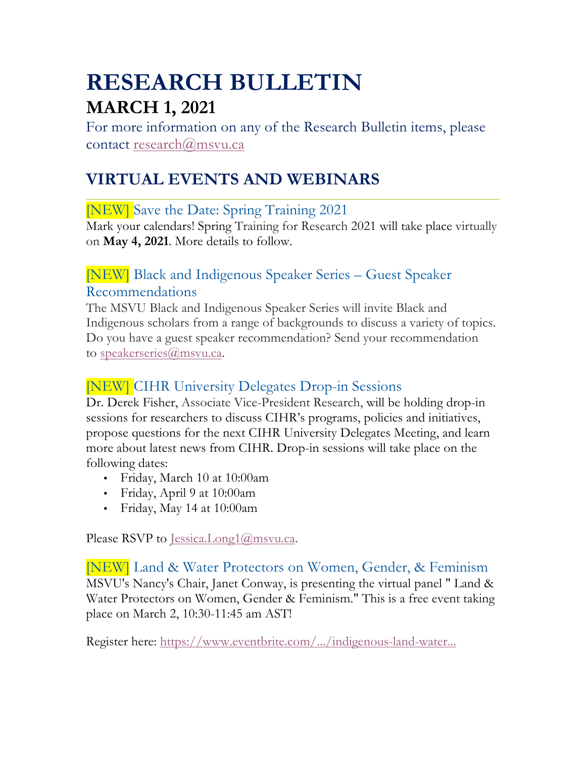# RESEARCH BULLETIN

## MARCH 1, 2021

For more information on any of the Research Bulletin items, please contact research@msvu.ca

## VIRTUAL EVENTS AND WEBINARS

### [NEW] Save the Date: Spring Training 2021

Mark your calendars! Spring Training for Research 2021 will take place virtually on **May 4, 2021**. More details to follow.

### [NEW] Black and Indigenous Speaker Series – Guest Speaker Recommendations

The MSVU Black and Indigenous Speaker Series will invite Black and Indigenous scholars from a range of backgrounds to discuss a variety of topics. Do you have a guest speaker recommendation? Send your recommendation to speakerseries@msvu.ca.

### [NEW] CIHR University Delegates Drop-in Sessions

Dr. Derek Fisher, Associate Vice-President Research, will be holding drop-in sessions for researchers to discuss CIHR's programs, policies and initiatives, propose questions for the next CIHR University Delegates Meeting, and learn more about latest news from CIHR. Drop-in sessions will take place on the following dates:

- Friday, March 10 at 10:00am
- Friday, April 9 at 10:00am
- Friday, May 14 at 10:00am

Please RSVP to Jessica.Long1@msvu.ca.

### [NEW] Land & Water Protectors on Women, Gender, & Feminism

MSVU's Nancy's Chair, Janet Conway, is presenting the virtual panel " Land & Water Protectors on Women, Gender & Feminism." This is a free event taking place on March 2, 10:30-11:45 am AST!

Register here: https://www.eventbrite.com/.../indigenous-land-water...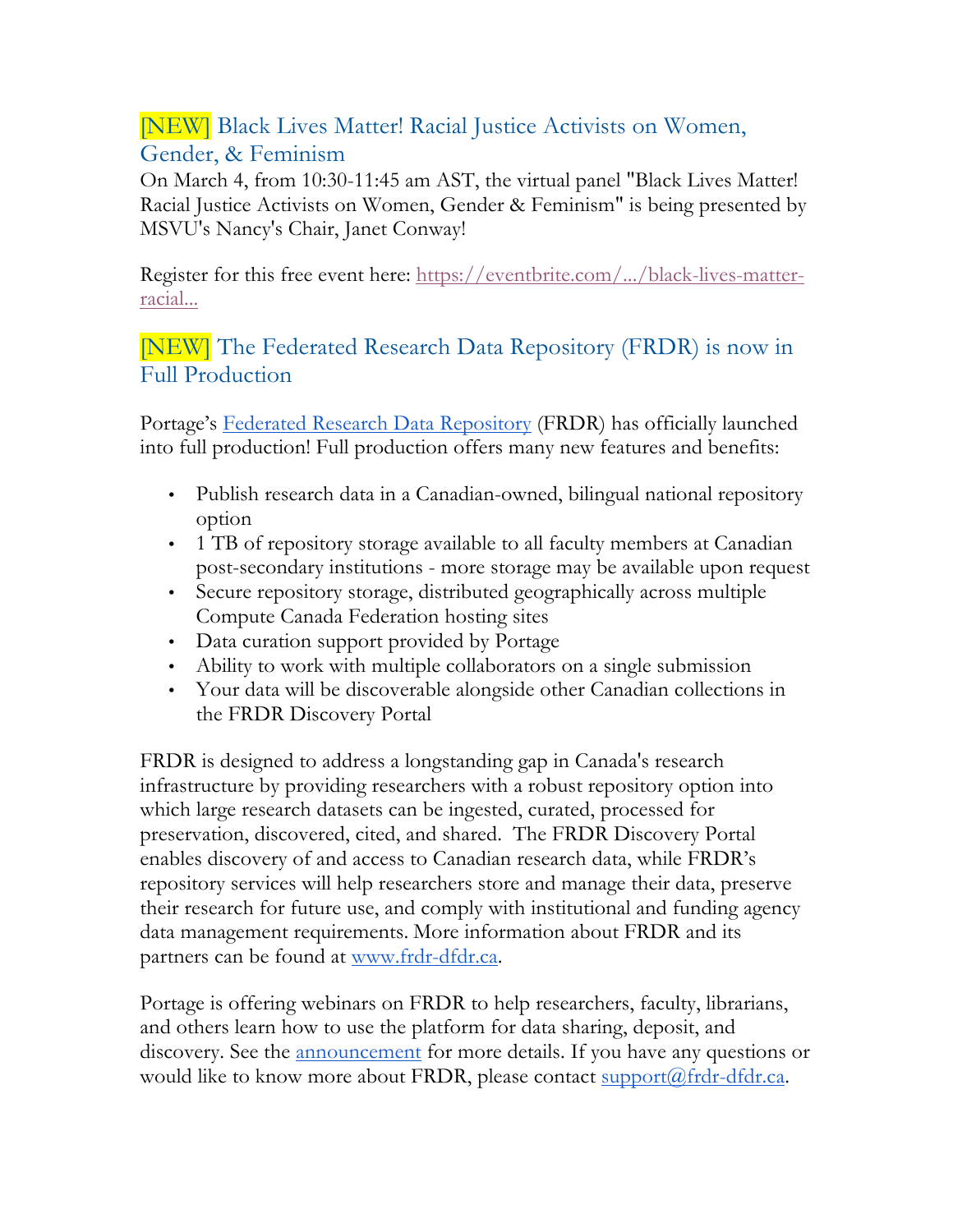## [NEW] Black Lives Matter! Racial Justice Activists on Women, Gender, & Feminism

On March 4, from 10:30-11:45 am AST, the virtual panel "Black Lives Matter! Racial Justice Activists on Women, Gender & Feminism" is being presented by MSVU's Nancy's Chair, Janet Conway!

Register for this free event here: [https://eventbrite.com/.../black-lives-matter-racial...](https://eventbrite.com/.../black-lives-matter-racial...)

## [NEW] The Federated Research Data Repository (FRDR) is now in Full Production

Portage's [Federated Research Data Repository](https://www.frdr-dfdr.ca) (FRDR) has officially launched into full production! Full production offers many new features and benefits:

- Publish research data in a Canadian-owned, bilingual national repository option
- 1 TB of repository storage available to all faculty members at Canadian post-secondary institutions - more storage may be available upon request
- Secure repository storage, distributed geographically across multiple Compute Canada Federation hosting sites
- Data curation support provided by Portage
- Ability to work with multiple collaborators on a single submission
- Your data will be discoverable alongside other Canadian collections in the FRDR Discovery Portal

FRDR is designed to address a longstanding gap in Canada's research infrastructure by providing researchers with a robust repository option into which large research datasets can be ingested, curated, processed for preservation, discovered, cited, and shared. The FRDR Discovery Portal enables discovery of and access to Canadian research data, while FRDR's repository services will help researchers store and manage their data, preserve their research for future use, and comply with institutional and funding agency data management requirements. More information about FRDR and its partners can be found at [www.frdr-dfdr.ca](http://www.frdr-dfdr.ca).

Portage is offering webinars on FRDR to help researchers, faculty, librarians, and others learn how to use the platform for data sharing, deposit, and discovery. See the announcement for more details. If you have any questions or would like to know more about FRDR, please contact [support@frdr-dfdr.ca](mailto:support@frdr-dfdr.ca).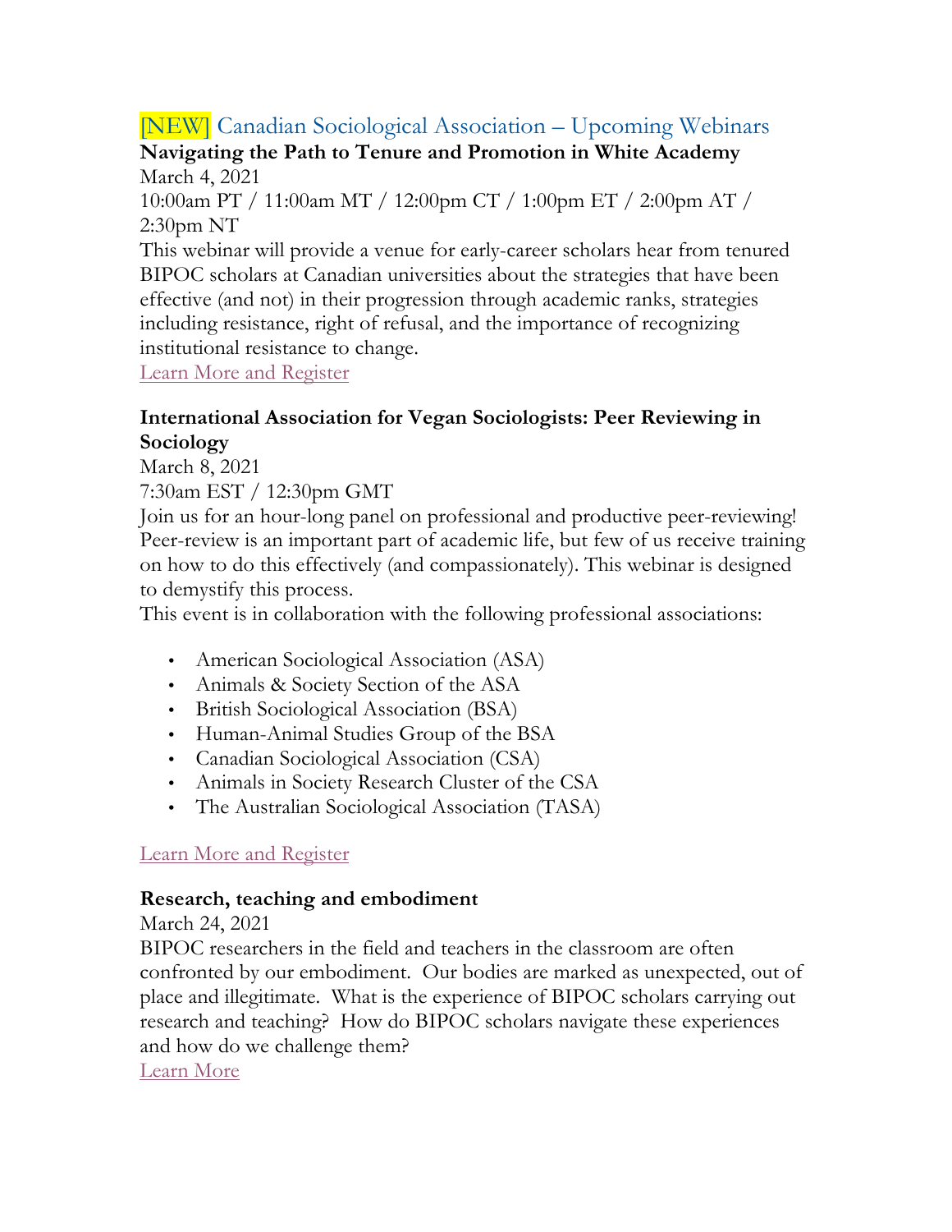## [NEW] Canadian Sociological Association – Upcoming Webinars

**Navigating the Path to Tenure and Promotion in White Academy**
March 4, 2021
10:00am PT / 11:00am MT / 12:00pm CT / 1:00pm ET / 2:00pm AT / 2:30pm NT
This webinar will provide a venue for early-career scholars hear from tenured BIPOC scholars at Canadian universities about the strategies that have been effective (and not) in their progression through academic ranks, strategies including resistance, right of refusal, and the importance of recognizing institutional resistance to change.
Learn More and Register

**International Association for Vegan Sociologists: Peer Reviewing in Sociology**
March 8, 2021
7:30am EST / 12:30pm GMT
Join us for an hour-long panel on professional and productive peer-reviewing! Peer-review is an important part of academic life, but few of us receive training on how to do this effectively (and compassionately). This webinar is designed to demystify this process.
This event is in collaboration with the following professional associations:

- American Sociological Association (ASA)
- Animals & Society Section of the ASA
- British Sociological Association (BSA)
- Human-Animal Studies Group of the BSA
- Canadian Sociological Association (CSA)
- Animals in Society Research Cluster of the CSA
- The Australian Sociological Association (TASA)

Learn More and Register

**Research, teaching and embodiment**
March 24, 2021
BIPOC researchers in the field and teachers in the classroom are often confronted by our embodiment. Our bodies are marked as unexpected, out of place and illegitimate. What is the experience of BIPOC scholars carrying out research and teaching? How do BIPOC scholars navigate these experiences and how do we challenge them?
Learn More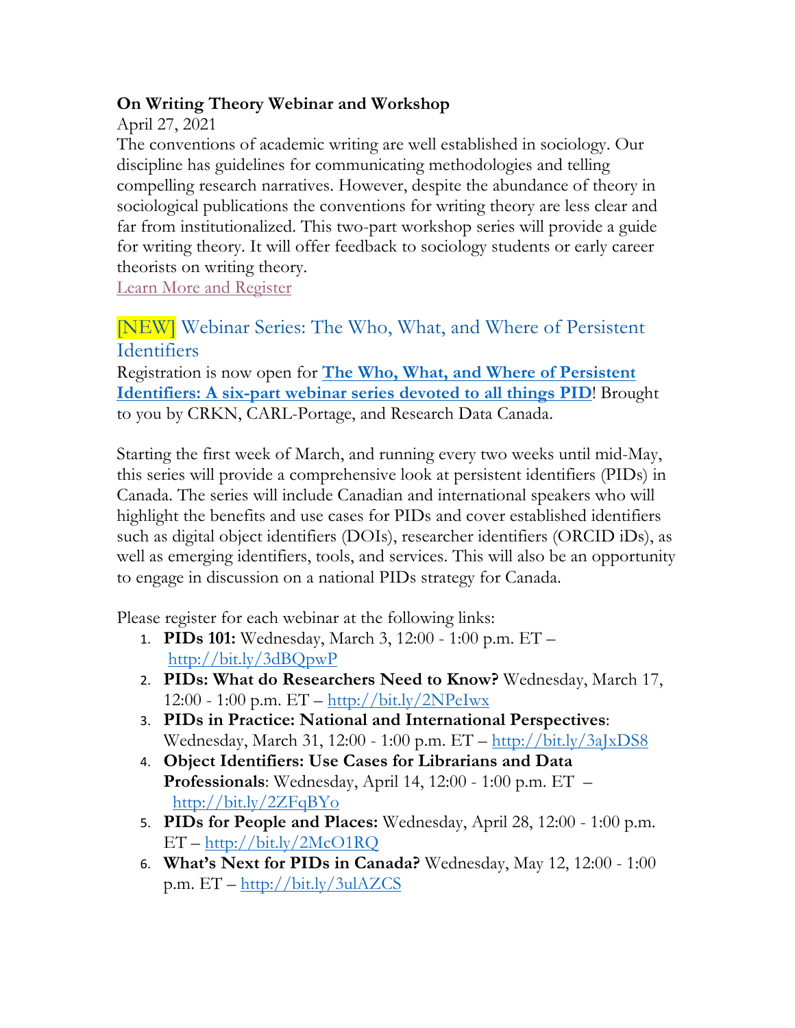**On Writing Theory Webinar and Workshop**

April 27, 2021

The conventions of academic writing are well established in sociology. Our discipline has guidelines for communicating methodologies and telling compelling research narratives. However, despite the abundance of theory in sociological publications the conventions for writing theory are less clear and far from institutionalized. This two-part workshop series will provide a guide for writing theory. It will offer feedback to sociology students or early career theorists on writing theory.

Learn More and Register

## [NEW] Webinar Series: The Who, What, and Where of Persistent Identifiers

Registration is now open for **The Who, What, and Where of Persistent Identifiers: A six-part webinar series devoted to all things PID**! Brought to you by CRKN, CARL-Portage, and Research Data Canada.

Starting the first week of March, and running every two weeks until mid-May, this series will provide a comprehensive look at persistent identifiers (PIDs) in Canada. The series will include Canadian and international speakers who will highlight the benefits and use cases for PIDs and cover established identifiers such as digital object identifiers (DOIs), researcher identifiers (ORCID iDs), as well as emerging identifiers, tools, and services. This will also be an opportunity to engage in discussion on a national PIDs strategy for Canada.

Please register for each webinar at the following links:

1. **PIDs 101:** Wednesday, March 3, 12:00 - 1:00 p.m. ET – http://bit.ly/3dBQpwP
2. **PIDs: What do Researchers Need to Know?** Wednesday, March 17, 12:00 - 1:00 p.m. ET – http://bit.ly/2NPeIwx
3. **PIDs in Practice: National and International Perspectives**: Wednesday, March 31, 12:00 - 1:00 p.m. ET – http://bit.ly/3aJxDS8
4. **Object Identifiers: Use Cases for Librarians and Data Professionals**: Wednesday, April 14, 12:00 - 1:00 p.m. ET – http://bit.ly/2ZFqBYo
5. **PIDs for People and Places:** Wednesday, April 28, 12:00 - 1:00 p.m. ET – http://bit.ly/2McO1RQ
6. **What's Next for PIDs in Canada?** Wednesday, May 12, 12:00 - 1:00 p.m. ET – http://bit.ly/3ulAZCS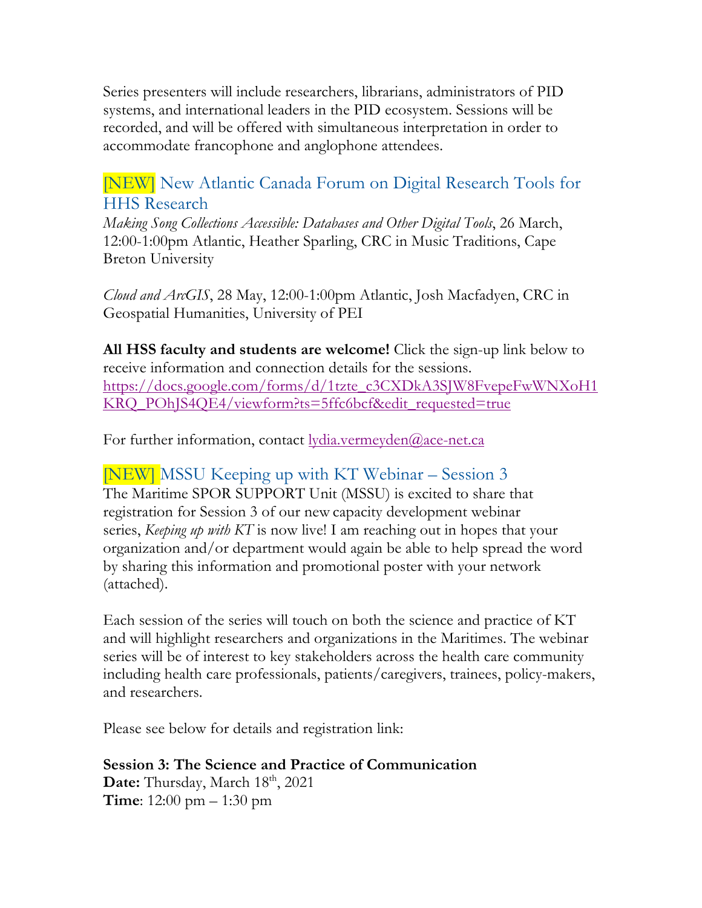Series presenters will include researchers, librarians, administrators of PID systems, and international leaders in the PID ecosystem. Sessions will be recorded, and will be offered with simultaneous interpretation in order to accommodate francophone and anglophone attendees.

## [NEW] New Atlantic Canada Forum on Digital Research Tools for HHS Research

*Making Song Collections Accessible: Databases and Other Digital Tools*, 26 March, 12:00-1:00pm Atlantic, Heather Sparling, CRC in Music Traditions, Cape Breton University

*Cloud and ArcGIS*, 28 May, 12:00-1:00pm Atlantic, Josh Macfadyen, CRC in Geospatial Humanities, University of PEI

**All HSS faculty and students are welcome!** Click the sign-up link below to receive information and connection details for the sessions.
https://docs.google.com/forms/d/1tzte_c3CXDkA3SJW8FvepeFwWNXoH1KRQ_POhJS4QE4/viewform?ts=5ffc6bcf&edit_requested=true

For further information, contact lydia.vermeyden@ace-net.ca

## [NEW] MSSU Keeping up with KT Webinar – Session 3

The Maritime SPOR SUPPORT Unit (MSSU) is excited to share that registration for Session 3 of our new capacity development webinar series, *Keeping up with KT* is now live! I am reaching out in hopes that your organization and/or department would again be able to help spread the word by sharing this information and promotional poster with your network (attached).

Each session of the series will touch on both the science and practice of KT and will highlight researchers and organizations in the Maritimes. The webinar series will be of interest to key stakeholders across the health care community including health care professionals, patients/caregivers, trainees, policy-makers, and researchers.

Please see below for details and registration link:

**Session 3: The Science and Practice of Communication**
**Date:** Thursday, March 18th, 2021
**Time**: 12:00 pm – 1:30 pm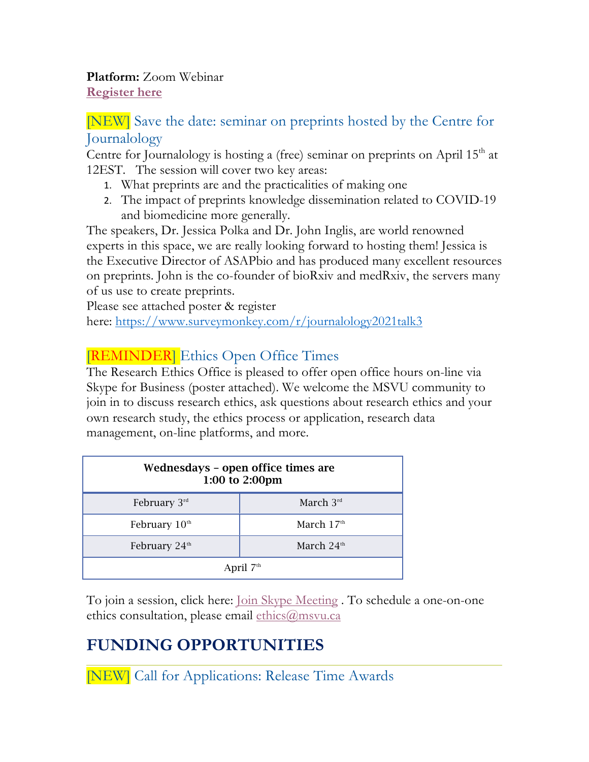**Platform:** Zoom Webinar
**Register here**

### [NEW] Save the date: seminar on preprints hosted by the Centre for Journalology

Centre for Journalology is hosting a (free) seminar on preprints on April 15th at 12EST. The session will cover two key areas:

1. What preprints are and the practicalities of making one
2. The impact of preprints knowledge dissemination related to COVID-19 and biomedicine more generally.

The speakers, Dr. Jessica Polka and Dr. John Inglis, are world renowned experts in this space, we are really looking forward to hosting them! Jessica is the Executive Director of ASAPbio and has produced many excellent resources on preprints. John is the co-founder of bioRxiv and medRxiv, the servers many of us use to create preprints.
Please see attached poster & register here: https://www.surveymonkey.com/r/journalology2021talk3

### [REMINDER] Ethics Open Office Times

The Research Ethics Office is pleased to offer open office hours on-line via Skype for Business (poster attached). We welcome the MSVU community to join in to discuss research ethics, ask questions about research ethics and your own research study, the ethics process or application, research data management, on-line platforms, and more.

| **Wednesdays – open office times are 1:00 to 2:00pm** | |
|---|---|
| February 3rd | March 3rd |
| February 10th | March 17th |
| February 24th | March 24th |
| April 7th | |

To join a session, click here: Join Skype Meeting . To schedule a one-on-one ethics consultation, please email ethics@msvu.ca

## FUNDING OPPORTUNITIES

### [NEW] Call for Applications: Release Time Awards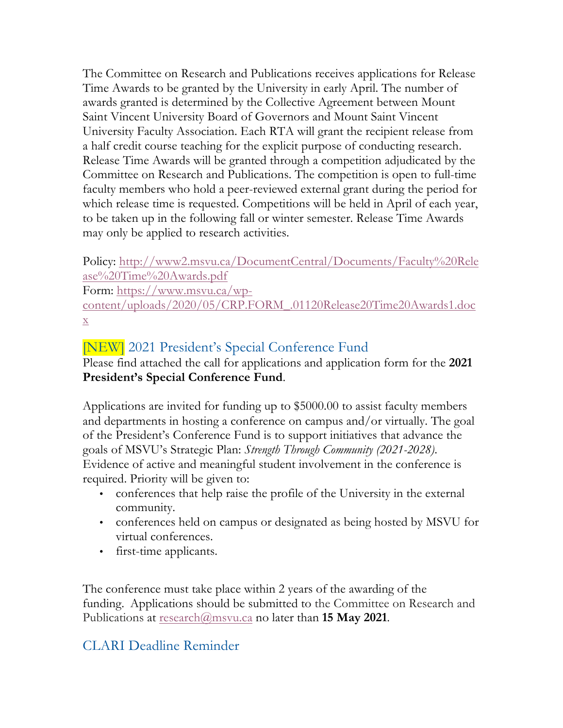The Committee on Research and Publications receives applications for Release Time Awards to be granted by the University in early April. The number of awards granted is determined by the Collective Agreement between Mount Saint Vincent University Board of Governors and Mount Saint Vincent University Faculty Association. Each RTA will grant the recipient release from a half credit course teaching for the explicit purpose of conducting research. Release Time Awards will be granted through a competition adjudicated by the Committee on Research and Publications. The competition is open to full-time faculty members who hold a peer-reviewed external grant during the period for which release time is requested. Competitions will be held in April of each year, to be taken up in the following fall or winter semester. Release Time Awards may only be applied to research activities.

Policy: [http://www2.msvu.ca/DocumentCentral/Documents/Faculty%20Release%20Time%20Awards.pdf](http://www2.msvu.ca/DocumentCentral/Documents/Faculty%20Release%20Time%20Awards.pdf)
Form: [https://www.msvu.ca/wp-content/uploads/2020/05/CRP.FORM_.01120Release20Time20Awards1.docx](https://www.msvu.ca/wp-content/uploads/2020/05/CRP.FORM_.01120Release20Time20Awards1.docx)

## [NEW] 2021 President's Special Conference Fund

Please find attached the call for applications and application form for the **2021 President's Special Conference Fund**.

Applications are invited for funding up to $5000.00 to assist faculty members and departments in hosting a conference on campus and/or virtually. The goal of the President's Conference Fund is to support initiatives that advance the goals of MSVU's Strategic Plan: *Strength Through Community (2021-2028)*. Evidence of active and meaningful student involvement in the conference is required. Priority will be given to:

- conferences that help raise the profile of the University in the external community.
- conferences held on campus or designated as being hosted by MSVU for virtual conferences.
- first-time applicants.

The conference must take place within 2 years of the awarding of the funding. Applications should be submitted to the Committee on Research and Publications at [research@msvu.ca](mailto:research@msvu.ca) no later than **15 May 2021**.

## CLARI Deadline Reminder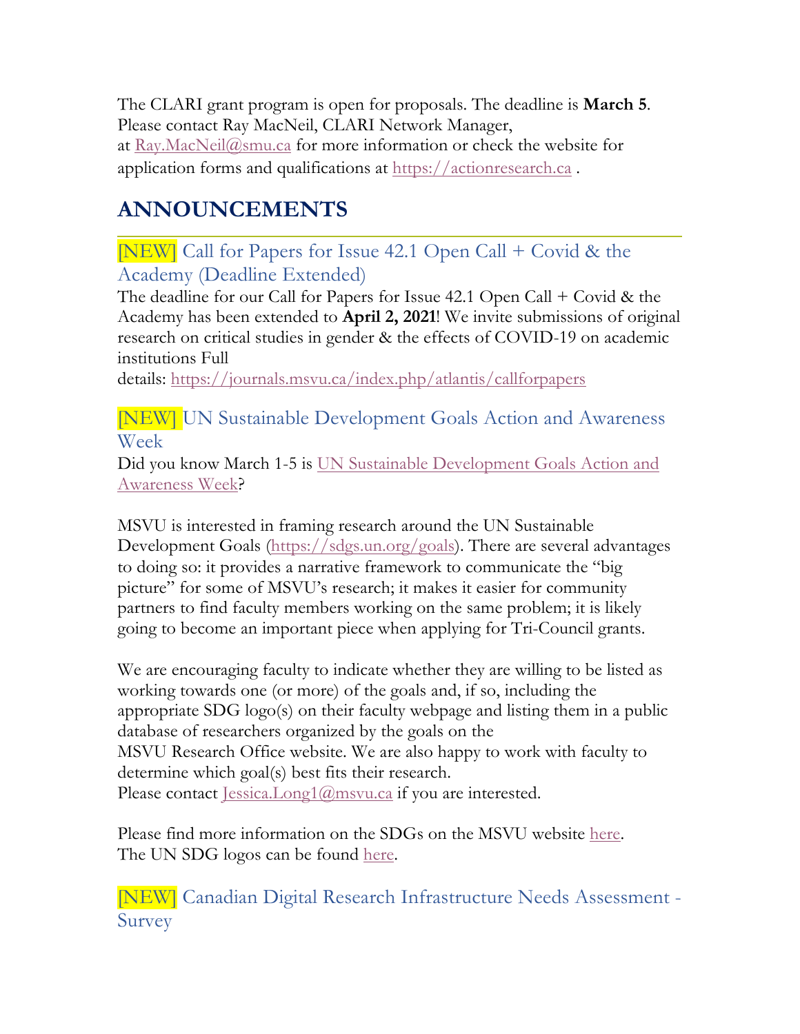The CLARI grant program is open for proposals. The deadline is **March 5**. Please contact Ray MacNeil, CLARI Network Manager, at Ray.MacNeil@smu.ca for more information or check the website for application forms and qualifications at https://actionresearch.ca .

## ANNOUNCEMENTS

### [NEW] Call for Papers for Issue 42.1 Open Call + Covid & the Academy (Deadline Extended)

The deadline for our Call for Papers for Issue 42.1 Open Call + Covid & the Academy has been extended to **April 2, 2021**! We invite submissions of original research on critical studies in gender & the effects of COVID-19 on academic institutions Full details: https://journals.msvu.ca/index.php/atlantis/callforpapers

### [NEW] UN Sustainable Development Goals Action and Awareness Week

Did you know March 1-5 is UN Sustainable Development Goals Action and Awareness Week?

MSVU is interested in framing research around the UN Sustainable Development Goals (https://sdgs.un.org/goals). There are several advantages to doing so: it provides a narrative framework to communicate the "big picture" for some of MSVU's research; it makes it easier for community partners to find faculty members working on the same problem; it is likely going to become an important piece when applying for Tri-Council grants.

We are encouraging faculty to indicate whether they are willing to be listed as working towards one (or more) of the goals and, if so, including the appropriate SDG logo(s) on their faculty webpage and listing them in a public database of researchers organized by the goals on the MSVU Research Office website. We are also happy to work with faculty to determine which goal(s) best fits their research.
Please contact Jessica.Long1@msvu.ca if you are interested.

Please find more information on the SDGs on the MSVU website here.
The UN SDG logos can be found here.

### [NEW] Canadian Digital Research Infrastructure Needs Assessment - Survey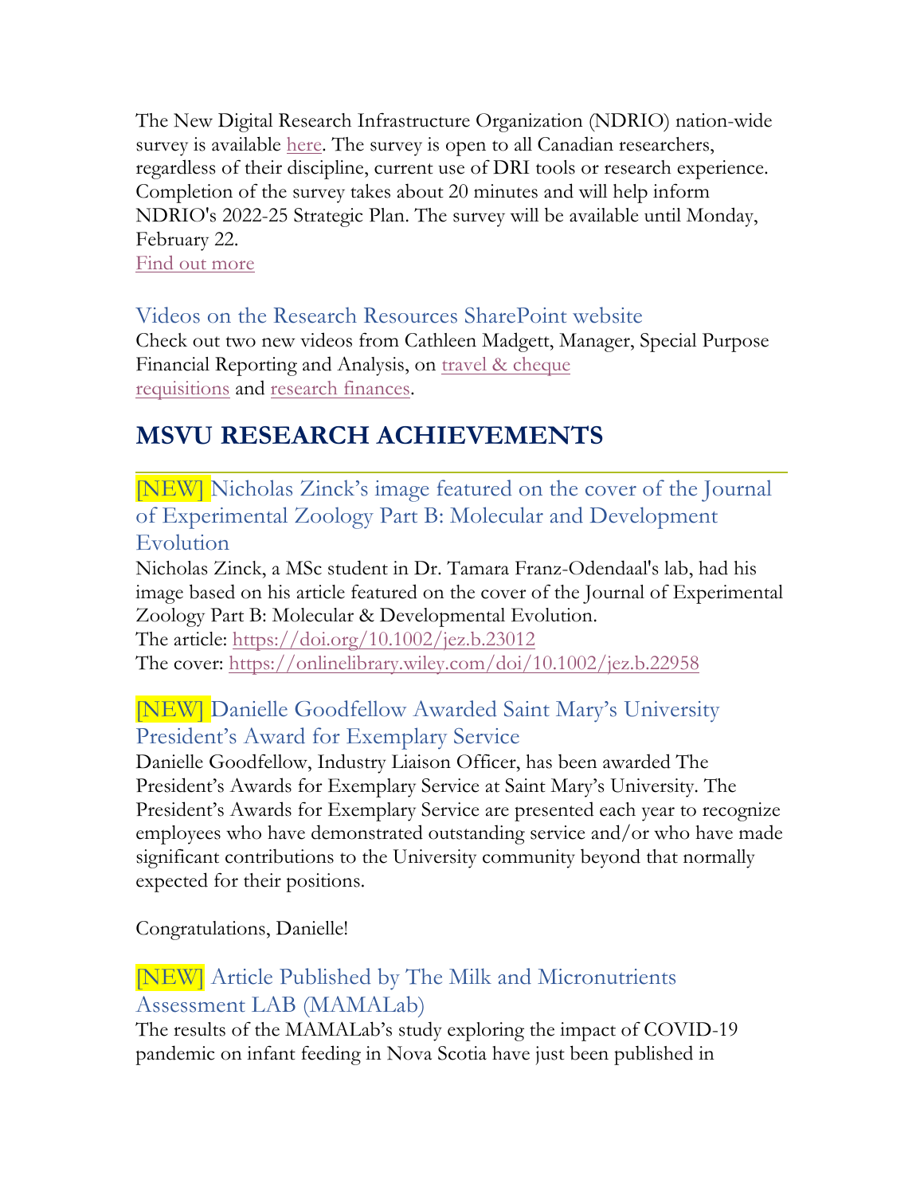The New Digital Research Infrastructure Organization (NDRIO) nation-wide survey is available here. The survey is open to all Canadian researchers, regardless of their discipline, current use of DRI tools or research experience. Completion of the survey takes about 20 minutes and will help inform NDRIO's 2022-25 Strategic Plan. The survey will be available until Monday, February 22.
Find out more

### Videos on the Research Resources SharePoint website

Check out two new videos from Cathleen Madgett, Manager, Special Purpose Financial Reporting and Analysis, on travel & cheque requisitions and research finances.

## MSVU RESEARCH ACHIEVEMENTS

### [NEW] Nicholas Zinck's image featured on the cover of the Journal of Experimental Zoology Part B: Molecular and Development Evolution

Nicholas Zinck, a MSc student in Dr. Tamara Franz-Odendaal's lab, had his image based on his article featured on the cover of the Journal of Experimental Zoology Part B: Molecular & Developmental Evolution.
The article: https://doi.org/10.1002/jez.b.23012
The cover: https://onlinelibrary.wiley.com/doi/10.1002/jez.b.22958

### [NEW] Danielle Goodfellow Awarded Saint Mary's University President's Award for Exemplary Service

Danielle Goodfellow, Industry Liaison Officer, has been awarded The President's Awards for Exemplary Service at Saint Mary's University. The President's Awards for Exemplary Service are presented each year to recognize employees who have demonstrated outstanding service and/or who have made significant contributions to the University community beyond that normally expected for their positions.

Congratulations, Danielle!

### [NEW] Article Published by The Milk and Micronutrients Assessment LAB (MAMALab)

The results of the MAMALab's study exploring the impact of COVID-19 pandemic on infant feeding in Nova Scotia have just been published in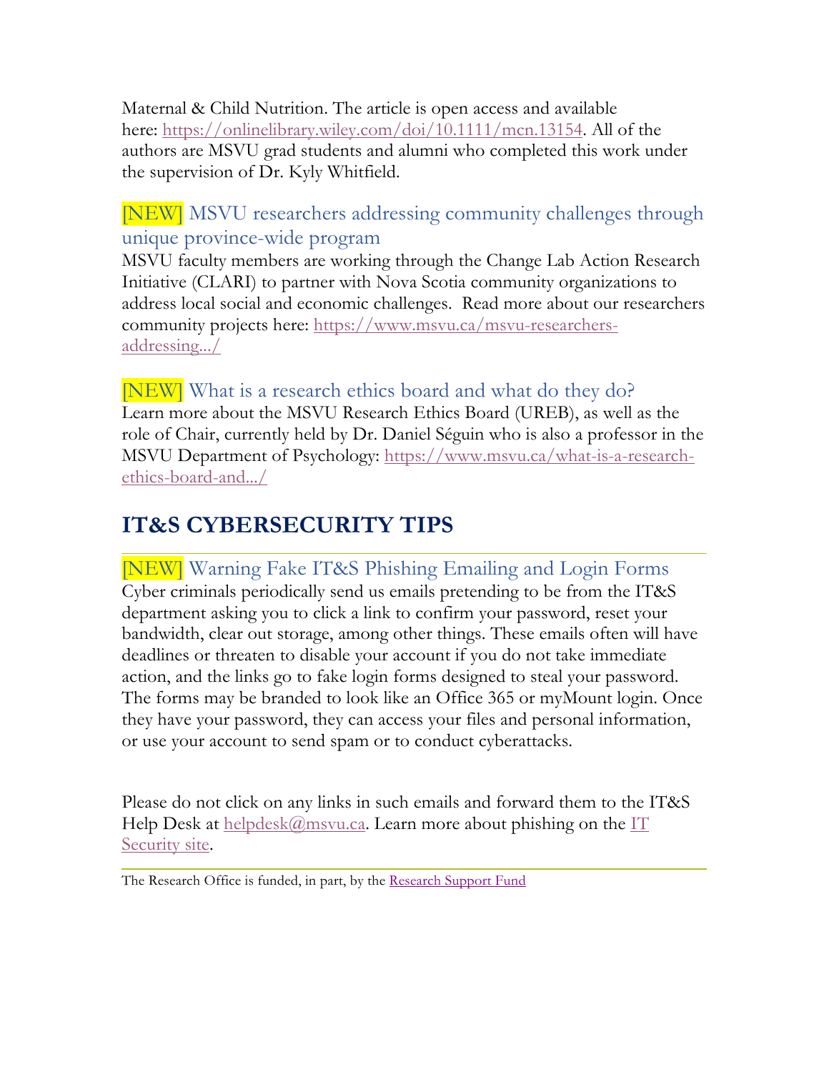Maternal & Child Nutrition. The article is open access and available here: https://onlinelibrary.wiley.com/doi/10.1111/mcn.13154. All of the authors are MSVU grad students and alumni who completed this work under the supervision of Dr. Kyly Whitfield.

### [NEW] MSVU researchers addressing community challenges through unique province-wide program

MSVU faculty members are working through the Change Lab Action Research Initiative (CLARI) to partner with Nova Scotia community organizations to address local social and economic challenges. Read more about our researchers community projects here: https://www.msvu.ca/msvu-researchers-addressing.../

### [NEW] What is a research ethics board and what do they do?

Learn more about the MSVU Research Ethics Board (UREB), as well as the role of Chair, currently held by Dr. Daniel Séguin who is also a professor in the MSVU Department of Psychology: https://www.msvu.ca/what-is-a-research-ethics-board-and.../

## IT&S CYBERSECURITY TIPS

### [NEW] Warning Fake IT&S Phishing Emailing and Login Forms

Cyber criminals periodically send us emails pretending to be from the IT&S department asking you to click a link to confirm your password, reset your bandwidth, clear out storage, among other things. These emails often will have deadlines or threaten to disable your account if you do not take immediate action, and the links go to fake login forms designed to steal your password. The forms may be branded to look like an Office 365 or myMount login. Once they have your password, they can access your files and personal information, or use your account to send spam or to conduct cyberattacks.

Please do not click on any links in such emails and forward them to the IT&S Help Desk at helpdesk@msvu.ca. Learn more about phishing on the IT Security site.

---

The Research Office is funded, in part, by the Research Support Fund